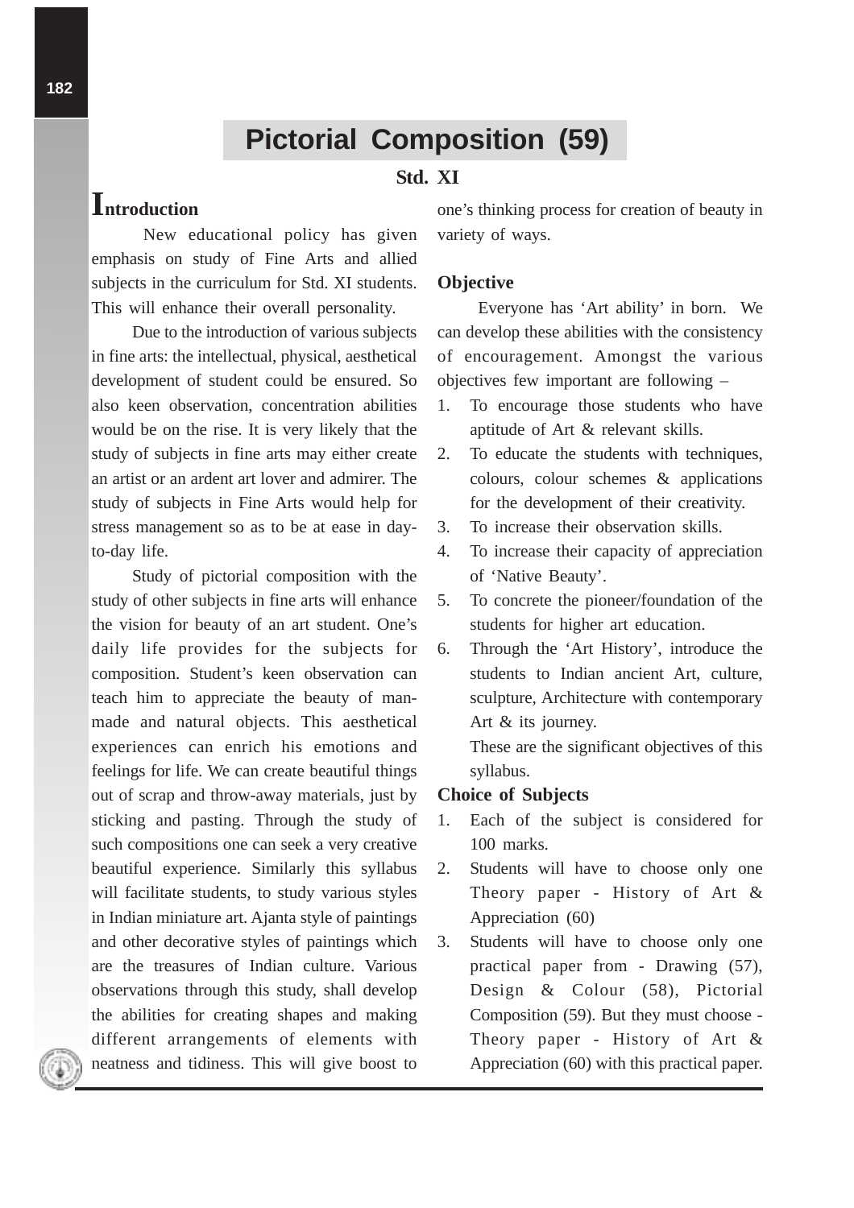# Pictorial Composition (59)

## Std. XI

## Introduction

New educational policy has given emphasis on study of Fine Arts and allied subjects in the curriculum for Std. XI students. This will enhance their overall personality.

Due to the introduction of various subjects in fine arts: the intellectual, physical, aesthetical development of student could be ensured. So also keen observation, concentration abilities would be on the rise. It is very likely that the study of subjects in fine arts may either create an artist or an ardent art lover and admirer. The study of subjects in Fine Arts would help for stress management so as to be at ease in day-to-day life.

Study of pictorial composition with the study of other subjects in fine arts will enhance the vision for beauty of an art student. One's daily life provides for the subjects for composition. Student's keen observation can teach him to appreciate the beauty of man-made and natural objects. This aesthetical experiences can enrich his emotions and feelings for life. We can create beautiful things out of scrap and throw-away materials, just by sticking and pasting. Through the study of such compositions one can seek a very creative beautiful experience. Similarly this syllabus will facilitate students, to study various styles in Indian miniature art. Ajanta style of paintings and other decorative styles of paintings which are the treasures of Indian culture. Various observations through this study, shall develop the abilities for creating shapes and making different arrangements of elements with neatness and tidiness. This will give boost to one's thinking process for creation of beauty in variety of ways.

### Objective

Everyone has 'Art ability' in born. We can develop these abilities with the consistency of encouragement. Amongst the various objectives few important are following –

1. To encourage those students who have aptitude of Art & relevant skills.
2. To educate the students with techniques, colours, colour schemes & applications for the development of their creativity.
3. To increase their observation skills.
4. To increase their capacity of appreciation of 'Native Beauty'.
5. To concrete the pioneer/foundation of the students for higher art education.
6. Through the 'Art History', introduce the students to Indian ancient Art, culture, sculpture, Architecture with contemporary Art & its journey.

These are the significant objectives of this syllabus.

### Choice of Subjects

1. Each of the subject is considered for 100 marks.
2. Students will have to choose only one Theory paper - History of Art & Appreciation (60)
3. Students will have to choose only one practical paper from - Drawing (57), Design & Colour (58), Pictorial Composition (59). But they must choose - Theory paper - History of Art & Appreciation (60) with this practical paper.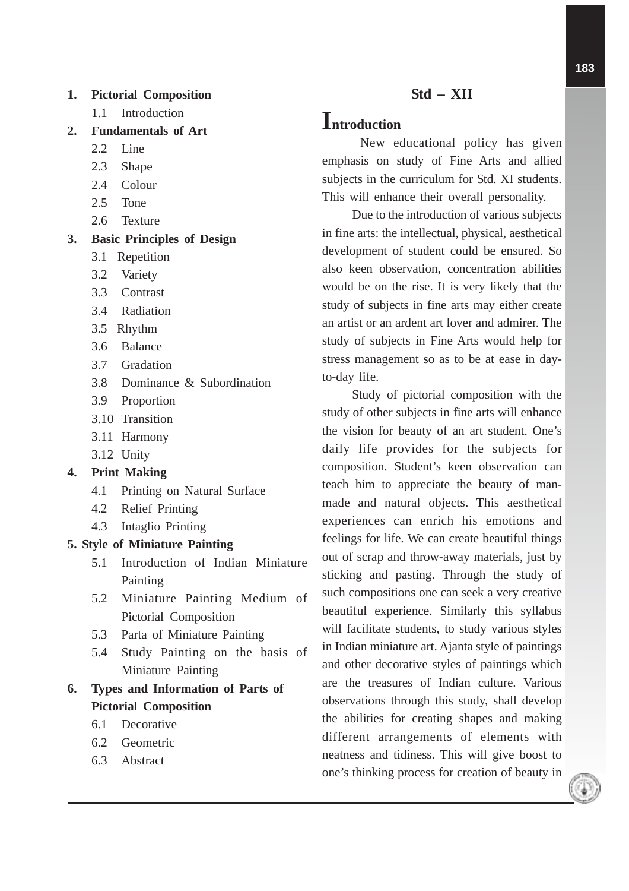1. **Pictorial Composition**
    - 1.1 Introduction
2. **Fundamentals of Art**
    - 2.2 Line
    - 2.3 Shape
    - 2.4 Colour
    - 2.5 Tone
    - 2.6 Texture
3. **Basic Principles of Design**
    - 3.1 Repetition
    - 3.2 Variety
    - 3.3 Contrast
    - 3.4 Radiation
    - 3.5 Rhythm
    - 3.6 Balance
    - 3.7 Gradation
    - 3.8 Dominance & Subordination
    - 3.9 Proportion
    - 3.10 Transition
    - 3.11 Harmony
    - 3.12 Unity
4. **Print Making**
    - 4.1 Printing on Natural Surface
    - 4.2 Relief Printing
    - 4.3 Intaglio Printing
5. **Style of Miniature Painting**
    - 5.1 Introduction of Indian Miniature Painting
    - 5.2 Miniature Painting Medium of Pictorial Composition
    - 5.3 Parta of Miniature Painting
    - 5.4 Study Painting on the basis of Miniature Painting
6. **Types and Information of Parts of Pictorial Composition**
    - 6.1 Decorative
    - 6.2 Geometric
    - 6.3 Abstract

## Std – XII

### Introduction

New educational policy has given emphasis on study of Fine Arts and allied subjects in the curriculum for Std. XI students. This will enhance their overall personality.

Due to the introduction of various subjects in fine arts: the intellectual, physical, aesthetical development of student could be ensured. So also keen observation, concentration abilities would be on the rise. It is very likely that the study of subjects in fine arts may either create an artist or an ardent art lover and admirer. The study of subjects in Fine Arts would help for stress management so as to be at ease in day-to-day life.

Study of pictorial composition with the study of other subjects in fine arts will enhance the vision for beauty of an art student. One's daily life provides for the subjects for composition. Student's keen observation can teach him to appreciate the beauty of man-made and natural objects. This aesthetical experiences can enrich his emotions and feelings for life. We can create beautiful things out of scrap and throw-away materials, just by sticking and pasting. Through the study of such compositions one can seek a very creative beautiful experience. Similarly this syllabus will facilitate students, to study various styles in Indian miniature art. Ajanta style of paintings and other decorative styles of paintings which are the treasures of Indian culture. Various observations through this study, shall develop the abilities for creating shapes and making different arrangements of elements with neatness and tidiness. This will give boost to one's thinking process for creation of beauty in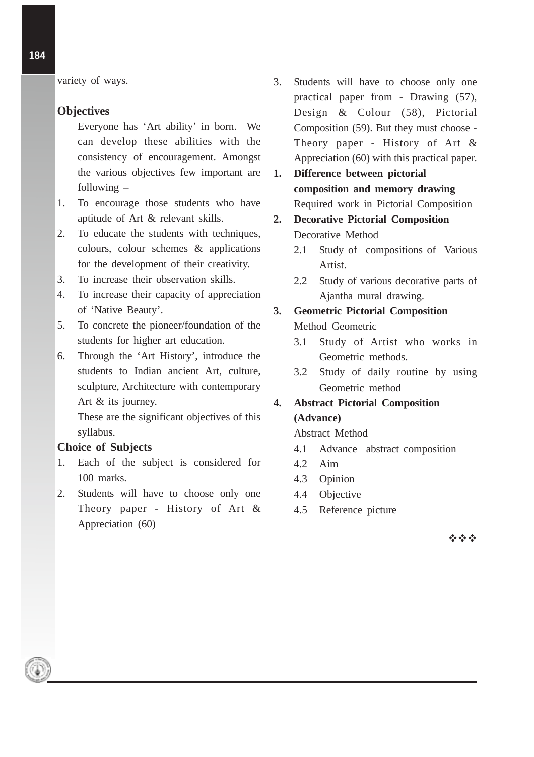variety of ways.

**Objectives**

Everyone has 'Art ability' in born. We can develop these abilities with the consistency of encouragement. Amongst the various objectives few important are following –

1. To encourage those students who have aptitude of Art & relevant skills.
2. To educate the students with techniques, colours, colour schemes & applications for the development of their creativity.
3. To increase their observation skills.
4. To increase their capacity of appreciation of 'Native Beauty'.
5. To concrete the pioneer/foundation of the students for higher art education.
6. Through the 'Art History', introduce the students to Indian ancient Art, culture, sculpture, Architecture with contemporary Art & its journey.

These are the significant objectives of this syllabus.

**Choice of Subjects**

1. Each of the subject is considered for 100 marks.
2. Students will have to choose only one Theory paper - History of Art & Appreciation (60)
3. Students will have to choose only one practical paper from - Drawing (57), Design & Colour (58), Pictorial Composition (59). But they must choose - Theory paper - History of Art & Appreciation (60) with this practical paper.

**1. Difference between pictorial composition and memory drawing**

Required work in Pictorial Composition

**2. Decorative Pictorial Composition**

Decorative Method

- 2.1 Study of compositions of Various Artist.
- 2.2 Study of various decorative parts of Ajantha mural drawing.

**3. Geometric Pictorial Composition**

Method Geometric

- 3.1 Study of Artist who works in Geometric methods.
- 3.2 Study of daily routine by using Geometric method

**4. Abstract Pictorial Composition (Advance)**

Abstract Method

- 4.1 Advance abstract composition
- 4.2 Aim
- 4.3 Opinion
- 4.4 Objective
- 4.5 Reference picture

❖❖❖